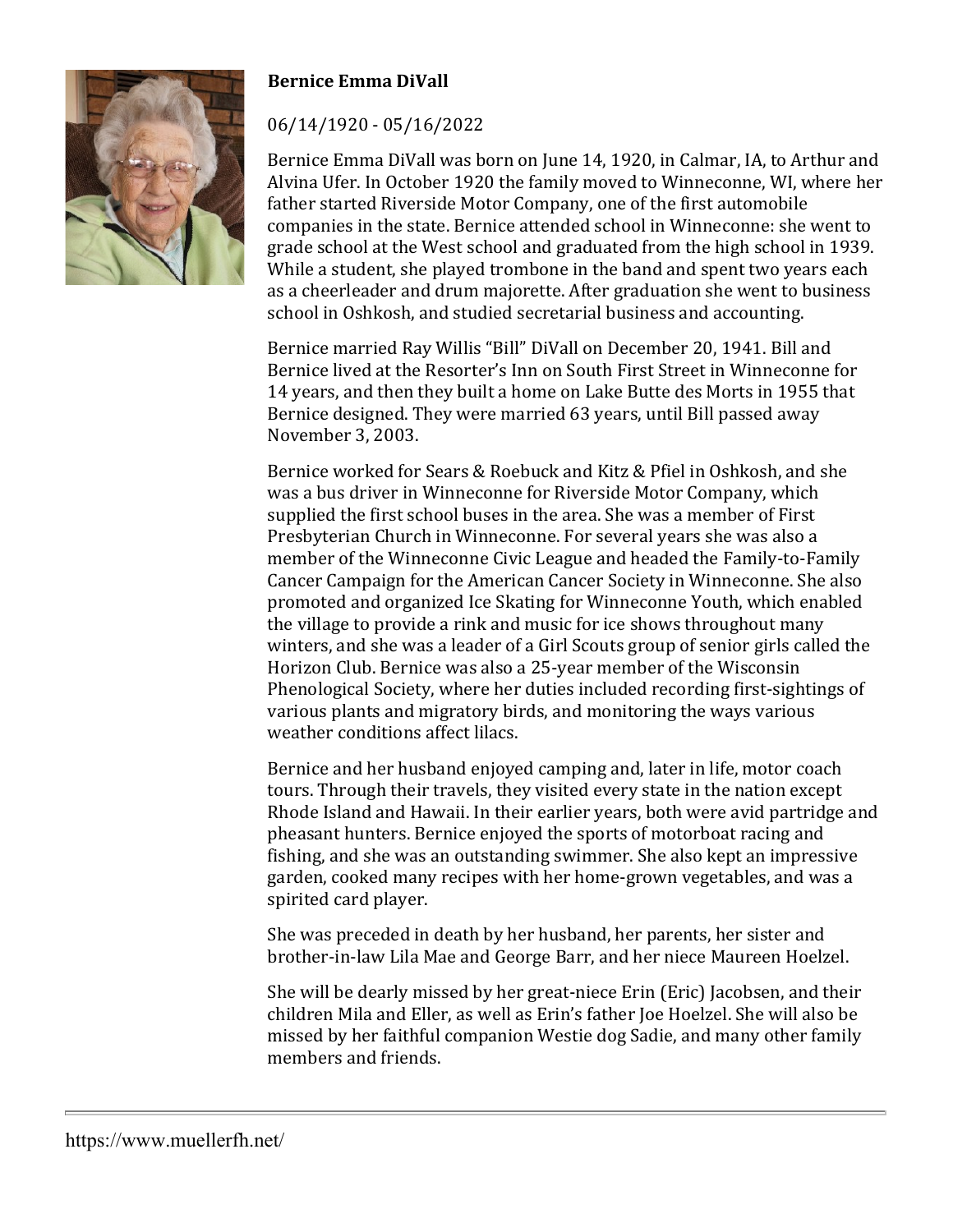# Bernice Emma DiVall

06/14/1920 - 05/16/2022

Bernice Emma DiVall was born on June 14, 1920, in Calmar, IA, to Arthur and Alvina Ufer. In October 1920 the family moved to Winneconne, WI, where her father started Riverside Motor Company, one of the first automobile companies in the state. Bernice attended school in Winneconne: she went to grade school at the West school and graduated from the high school in 1939. While a student, she played trombone in the band and spent two years each as a cheerleader and drum majorette. After graduation she went to business school in Oshkosh, and studied secretarial business and accounting.

Bernice married Ray Willis "Bill" DiVall on December 20, 1941. Bill and Bernice lived at the Resorter's Inn on South First Street in Winneconne for 14 years, and then they built a home on Lake Butte des Morts in 1955 that Bernice designed. They were married 63 years, until Bill passed away November 3, 2003.

Bernice worked for Sears & Roebuck and Kitz & Pfiel in Oshkosh, and she was a bus driver in Winneconne for Riverside Motor Company, which supplied the first school buses in the area. She was a member of First Presbyterian Church in Winneconne. For several years she was also a member of the Winneconne Civic League and headed the Family-to-Family Cancer Campaign for the American Cancer Society in Winneconne. She also promoted and organized Ice Skating for Winneconne Youth, which enabled the village to provide a rink and music for ice shows throughout many winters, and she was a leader of a Girl Scouts group of senior girls called the Horizon Club. Bernice was also a 25-year member of the Wisconsin Phenological Society, where her duties included recording first-sightings of various plants and migratory birds, and monitoring the ways various weather conditions affect lilacs.

Bernice and her husband enjoyed camping and, later in life, motor coach tours. Through their travels, they visited every state in the nation except Rhode Island and Hawaii. In their earlier years, both were avid partridge and pheasant hunters. Bernice enjoyed the sports of motorboat racing and fishing, and she was an outstanding swimmer. She also kept an impressive garden, cooked many recipes with her home-grown vegetables, and was a spirited card player.

She was preceded in death by her husband, her parents, her sister and brother-in-law Lila Mae and George Barr, and her niece Maureen Hoelzel.

She will be dearly missed by her great-niece Erin (Eric) Jacobsen, and their children Mila and Eller, as well as Erin's father Joe Hoelzel. She will also be missed by her faithful companion Westie dog Sadie, and many other family members and friends.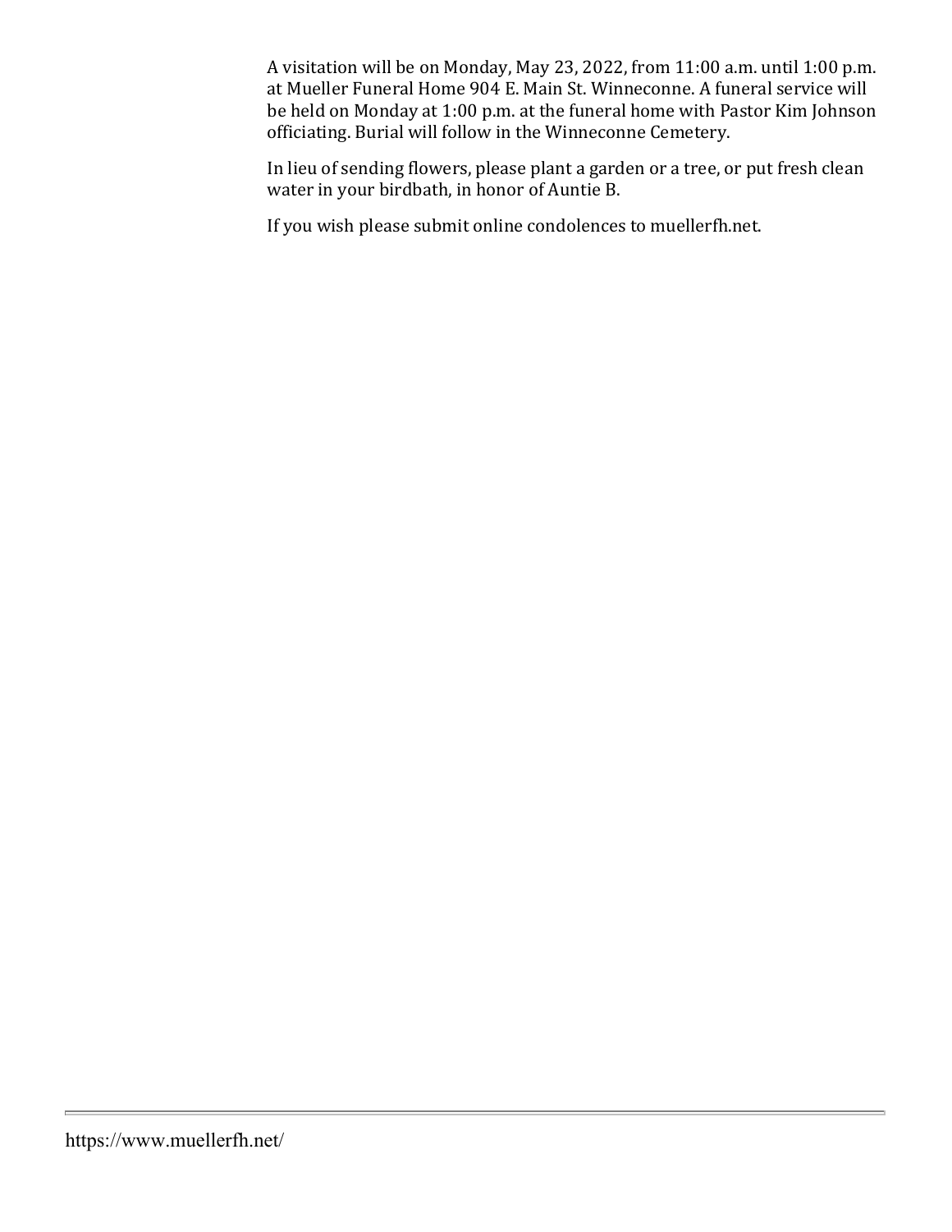A visitation will be on Monday, May 23, 2022, from 11:00 a.m. until 1:00 p.m. at Mueller Funeral Home 904 E. Main St. Winneconne. A funeral service will be held on Monday at 1:00 p.m. at the funeral home with Pastor Kim Johnson officiating. Burial will follow in the Winneconne Cemetery.

In lieu of sending flowers, please plant a garden or a tree, or put fresh clean water in your birdbath, in honor of Auntie B.

If you wish please submit online condolences to muellerfh.net.